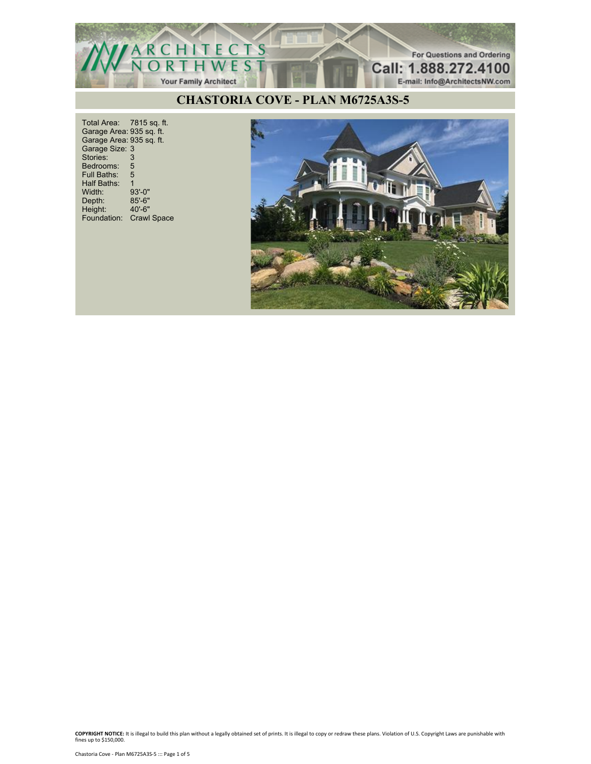ARCHITECTS NORTHWEST
Your Family Architect

For Questions and Ordering
Call: 1.888.272.4100
E-mail: Info@ArchitectsNW.com

# CHASTORIA COVE - PLAN M6725A3S-5

| | |
|---|---|
| Total Area: | 7815 sq. ft. |
| Garage Area: | 935 sq. ft. |
| Garage Area: | 935 sq. ft. |
| Garage Size: | 3 |
| Stories: | 3 |
| Bedrooms: | 5 |
| Full Baths: | 5 |
| Half Baths: | 1 |
| Width: | 93'-0" |
| Depth: | 85'-6" |
| Height: | 40'-6" |
| Foundation: | Crawl Space |

**COPYRIGHT NOTICE:** It is illegal to build this plan without a legally obtained set of prints. It is illegal to copy or redraw these plans. Violation of U.S. Copyright Laws are punishable with fines up to $150,000.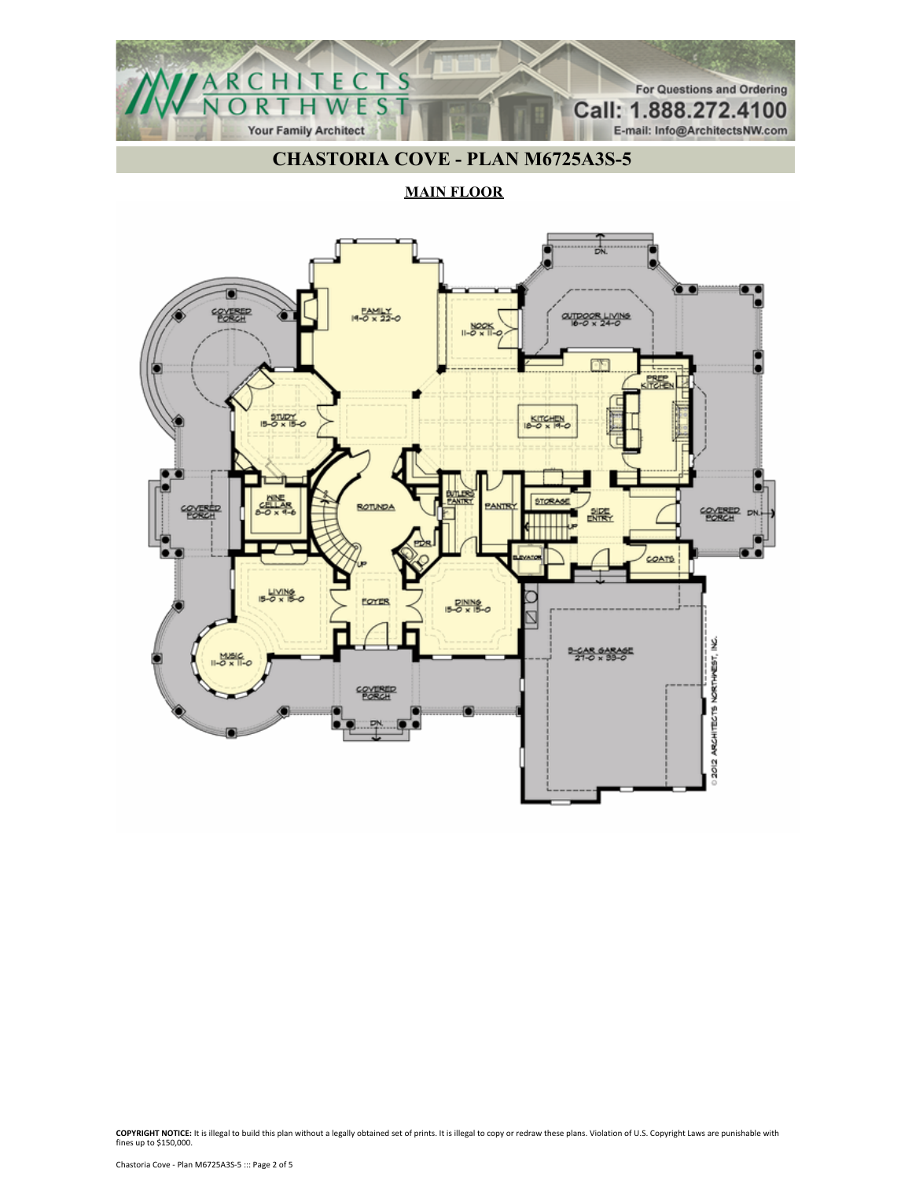# CHASTORIA COVE - PLAN M6725A3S-5

## MAIN FLOOR

FAMILY
19-0 x 22-0

NOOK
11-0 x 11-0

OUTDOOR LIVING
16-0 x 24-0

COVERED PORCH

STUDY
15-0 x 15-0

KITCHEN
18-0 x 19-0

PREP KITCHEN

WINE CELLAR
8-0 x 4-6

ROTUNDA

BUTLERS PANTRY

PANTRY

STORAGE

SIDE ENTRY

COVERED PORCH

PDR

ELEVATOR

COATS

LIVING
15-0 x 15-0

FOYER

DINING
15-0 x 15-0

MUSIC
11-0 x 11-0

3-CAR GARAGE
21-0 x 33-0

COVERED PORCH

© 2012 ARCHITECTS NORTHWEST, INC.

**COPYRIGHT NOTICE:** It is illegal to build this plan without a legally obtained set of prints. It is illegal to copy or redraw these plans. Violation of U.S. Copyright Laws are punishable with fines up to $150,000.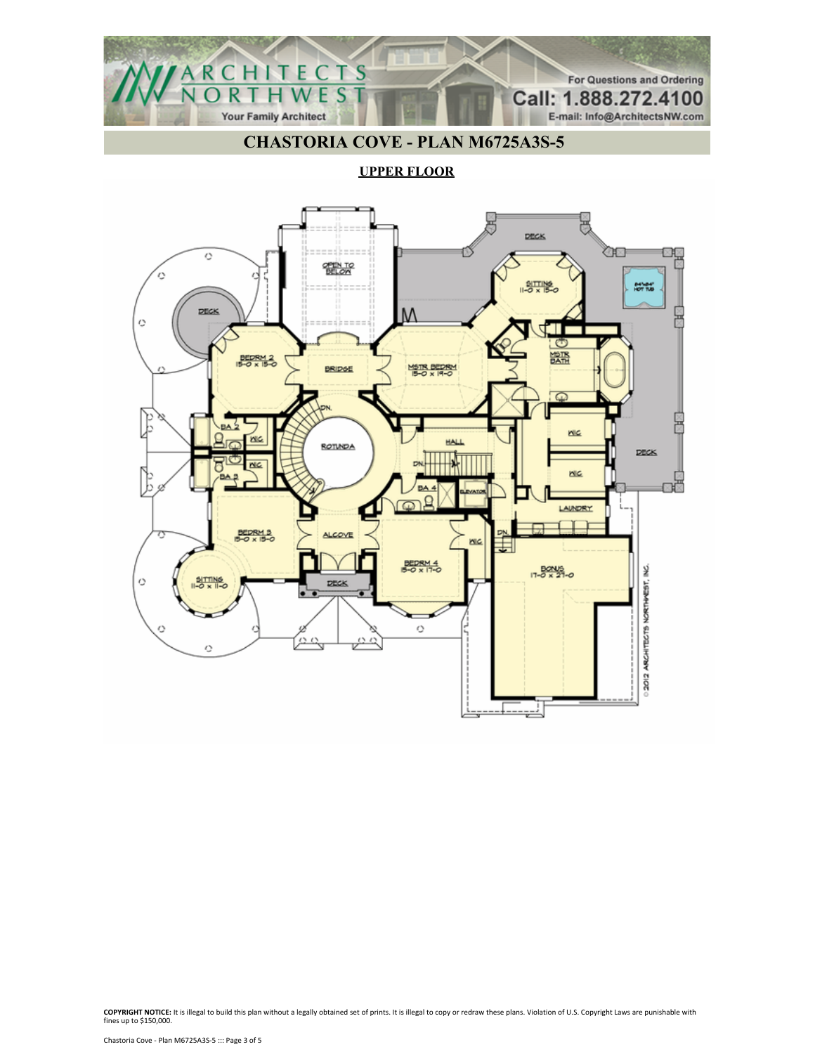# CHASTORIA COVE - PLAN M6725A3S-5

## UPPER FLOOR

OPEN TO BELOW

DECK

SITTING 11-0 x 15-0

84"x84" HOT TUB

DECK

BEDRM 2 15-0 x 15-0

BRIDGE

MSTR BEDRM 15-0 x 19-0

MSTR BATH

BA 2

WIC

ROTUNDA

DN.

HALL

DN.

WIC

WIC

DECK

WIC

BA 3

BA 4

ELEVATOR

WIC

LAUNDRY

BEDRM 3 15-0 x 15-0

ALCOVE

DN.

SITTING 11-0 x 11-0

DECK

BEDRM 4 15-0 x 17-0

BONUS 17-0 x 27-0

© 2012 ARCHITECTS NORTHWEST, INC.

**COPYRIGHT NOTICE:** It is illegal to build this plan without a legally obtained set of prints. It is illegal to copy or redraw these plans. Violation of U.S. Copyright Laws are punishable with fines up to $150,000.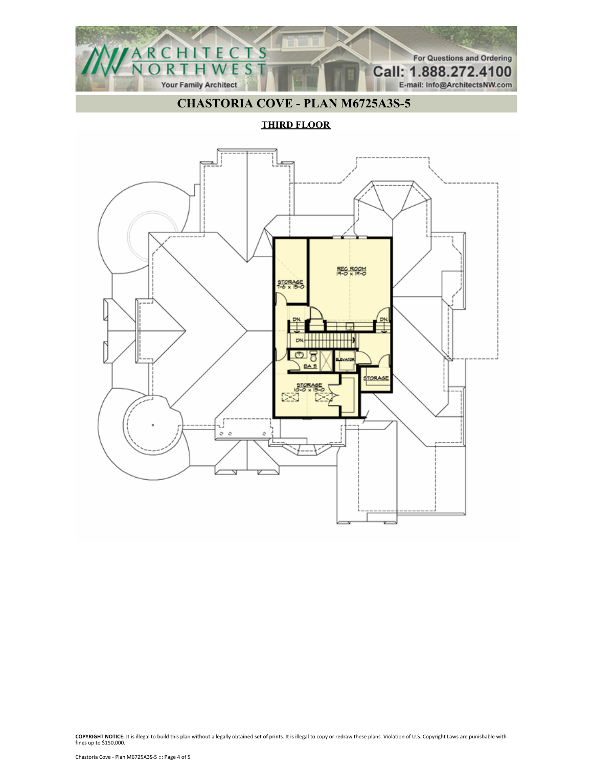# CHASTORIA COVE - PLAN M6725A3S-5

## THIRD FLOOR

REC ROOM
19-0 x 19-0

STORAGE
7-6 x 15-0

DN.

DN.

DN.

BA 5

ELEVATOR

STORAGE

STORAGE
10-0 x 15-0

**COPYRIGHT NOTICE:** It is illegal to build this plan without a legally obtained set of prints. It is illegal to copy or redraw these plans. Violation of U.S. Copyright Laws are punishable with fines up to $150,000.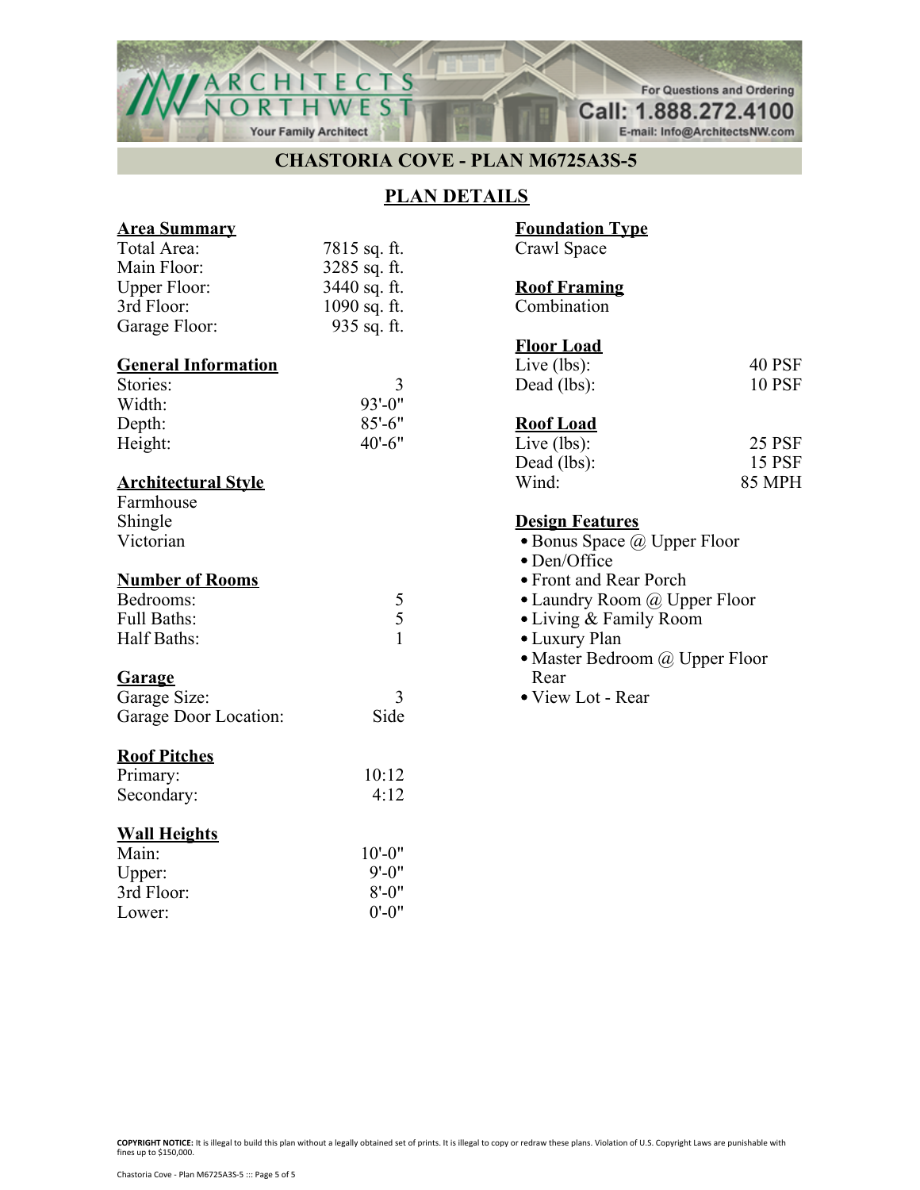ARCHITECTS NORTHWEST

Your Family Architect

For Questions and Ordering

Call: 1.888.272.4100

E-mail: Info@ArchitectsNW.com

## CHASTORIA COVE - PLAN M6725A3S-5

## PLAN DETAILS

### Area Summary

| | |
|---|---|
| Total Area: | 7815 sq. ft. |
| Main Floor: | 3285 sq. ft. |
| Upper Floor: | 3440 sq. ft. |
| 3rd Floor: | 1090 sq. ft. |
| Garage Floor: | 935 sq. ft. |

### General Information

| | |
|---|---|
| Stories: | 3 |
| Width: | 93'-0" |
| Depth: | 85'-6" |
| Height: | 40'-6" |

### Architectural Style

Farmhouse
Shingle
Victorian

### Number of Rooms

| | |
|---|---|
| Bedrooms: | 5 |
| Full Baths: | 5 |
| Half Baths: | 1 |

### Garage

| | |
|---|---|
| Garage Size: | 3 |
| Garage Door Location: | Side |

### Roof Pitches

| | |
|---|---|
| Primary: | 10:12 |
| Secondary: | 4:12 |

### Wall Heights

| | |
|---|---|
| Main: | 10'-0" |
| Upper: | 9'-0" |
| 3rd Floor: | 8'-0" |
| Lower: | 0'-0" |

### Foundation Type

Crawl Space

### Roof Framing

Combination

### Floor Load

| | |
|---|---|
| Live (lbs): | 40 PSF |
| Dead (lbs): | 10 PSF |

### Roof Load

| | |
|---|---|
| Live (lbs): | 25 PSF |
| Dead (lbs): | 15 PSF |
| Wind: | 85 MPH |

### Design Features

- Bonus Space @ Upper Floor
- Den/Office
- Front and Rear Porch
- Laundry Room @ Upper Floor
- Living & Family Room
- Luxury Plan
- Master Bedroom @ Upper Floor Rear
- View Lot - Rear

**COPYRIGHT NOTICE:** It is illegal to build this plan without a legally obtained set of prints. It is illegal to copy or redraw these plans. Violation of U.S. Copyright Laws are punishable with fines up to $150,000.